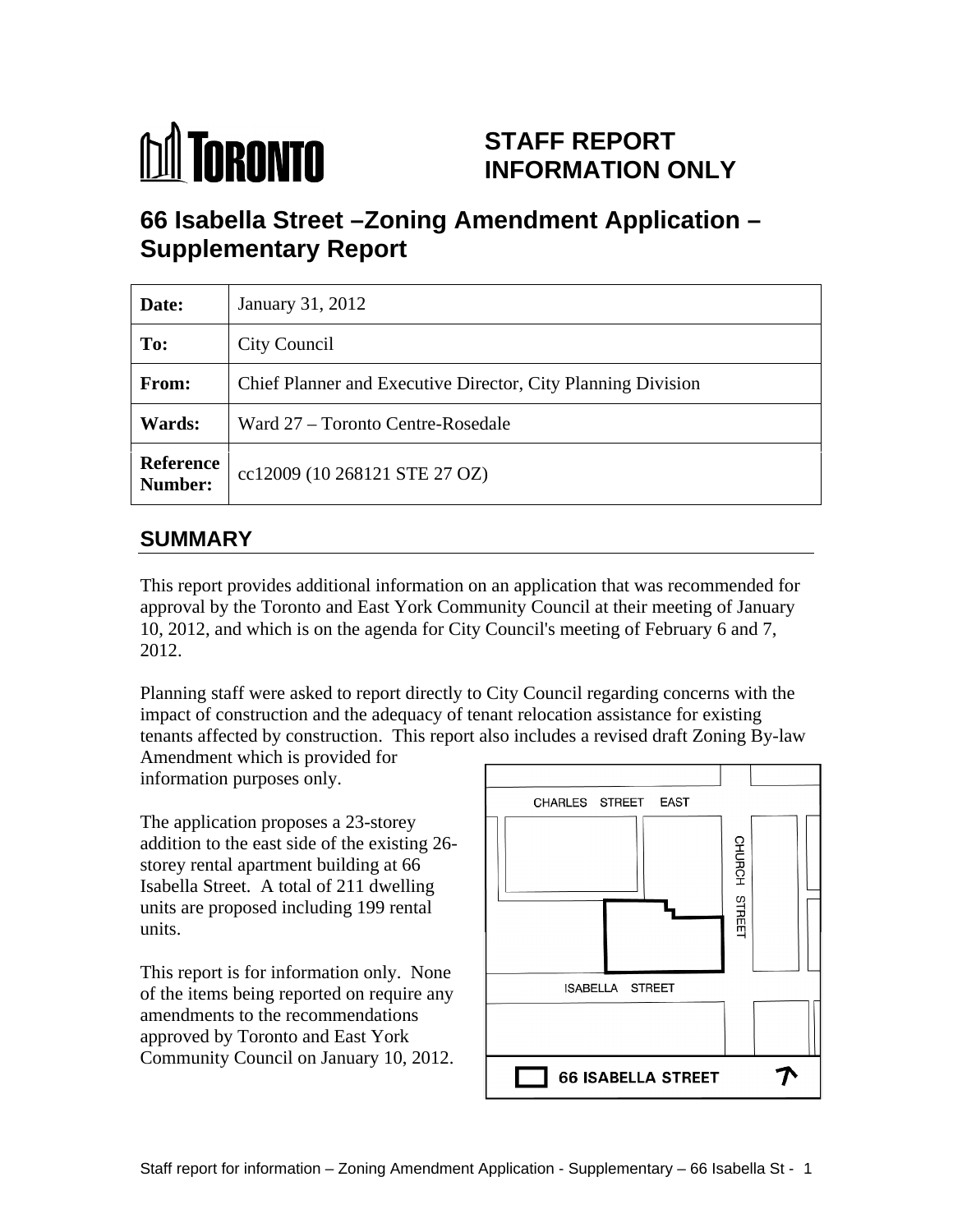TORONTO

# STAFF REPORT INFORMATION ONLY

## 66 Isabella Street –Zoning Amendment Application – Supplementary Report

| | |
|---|---|
| **Date:** | January 31, 2012 |
| **To:** | City Council |
| **From:** | Chief Planner and Executive Director, City Planning Division |
| **Wards:** | Ward 27 – Toronto Centre-Rosedale |
| **Reference Number:** | cc12009 (10 268121 STE 27 OZ) |

## SUMMARY

This report provides additional information on an application that was recommended for approval by the Toronto and East York Community Council at their meeting of January 10, 2012, and which is on the agenda for City Council's meeting of February 6 and 7, 2012.

Planning staff were asked to report directly to City Council regarding concerns with the impact of construction and the adequacy of tenant relocation assistance for existing tenants affected by construction. This report also includes a revised draft Zoning By-law Amendment which is provided for information purposes only.

The application proposes a 23-storey addition to the east side of the existing 26-storey rental apartment building at 66 Isabella Street. A total of 211 dwelling units are proposed including 199 rental units.

This report is for information only. None of the items being reported on require any amendments to the recommendations approved by Toronto and East York Community Council on January 10, 2012.

CHARLES STREET EAST

CHURCH STREET

ISABELLA STREET

66 ISABELLA STREET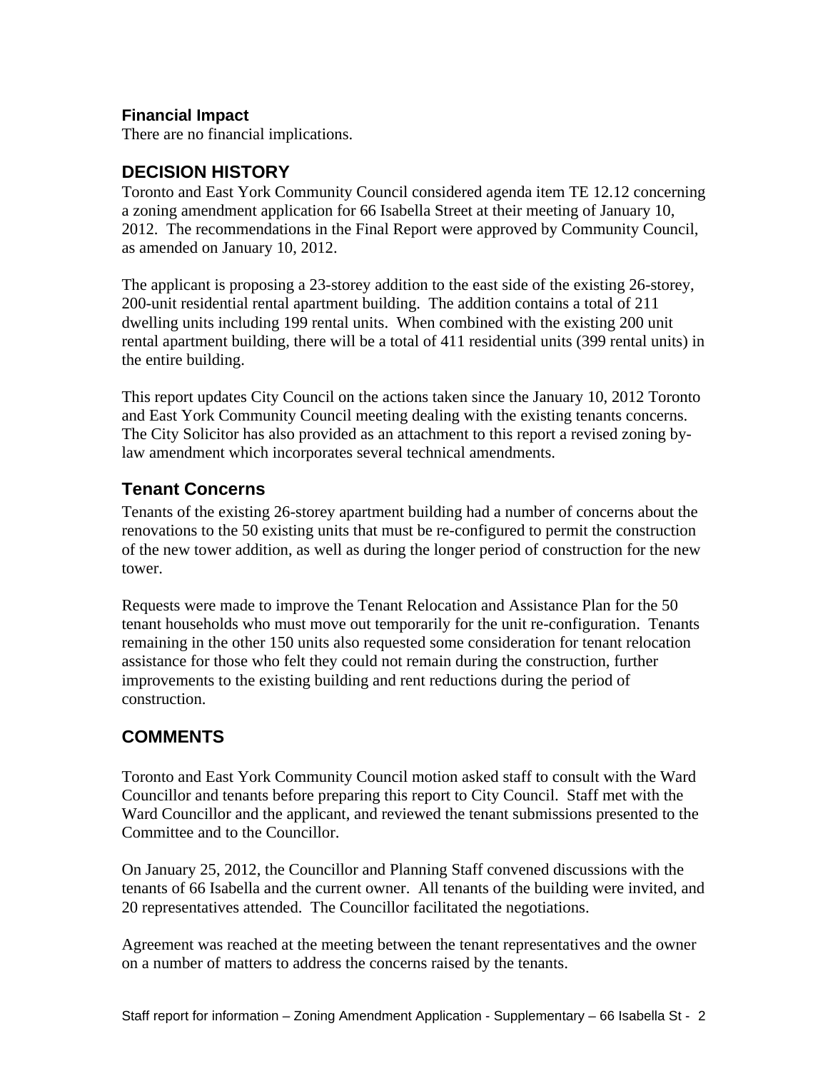### Financial Impact

There are no financial implications.

## DECISION HISTORY

Toronto and East York Community Council considered agenda item TE 12.12 concerning a zoning amendment application for 66 Isabella Street at their meeting of January 10, 2012. The recommendations in the Final Report were approved by Community Council, as amended on January 10, 2012.

The applicant is proposing a 23-storey addition to the east side of the existing 26-storey, 200-unit residential rental apartment building. The addition contains a total of 211 dwelling units including 199 rental units. When combined with the existing 200 unit rental apartment building, there will be a total of 411 residential units (399 rental units) in the entire building.

This report updates City Council on the actions taken since the January 10, 2012 Toronto and East York Community Council meeting dealing with the existing tenants concerns. The City Solicitor has also provided as an attachment to this report a revised zoning by-law amendment which incorporates several technical amendments.

## Tenant Concerns

Tenants of the existing 26-storey apartment building had a number of concerns about the renovations to the 50 existing units that must be re-configured to permit the construction of the new tower addition, as well as during the longer period of construction for the new tower.

Requests were made to improve the Tenant Relocation and Assistance Plan for the 50 tenant households who must move out temporarily for the unit re-configuration. Tenants remaining in the other 150 units also requested some consideration for tenant relocation assistance for those who felt they could not remain during the construction, further improvements to the existing building and rent reductions during the period of construction.

## COMMENTS

Toronto and East York Community Council motion asked staff to consult with the Ward Councillor and tenants before preparing this report to City Council. Staff met with the Ward Councillor and the applicant, and reviewed the tenant submissions presented to the Committee and to the Councillor.

On January 25, 2012, the Councillor and Planning Staff convened discussions with the tenants of 66 Isabella and the current owner. All tenants of the building were invited, and 20 representatives attended. The Councillor facilitated the negotiations.

Agreement was reached at the meeting between the tenant representatives and the owner on a number of matters to address the concerns raised by the tenants.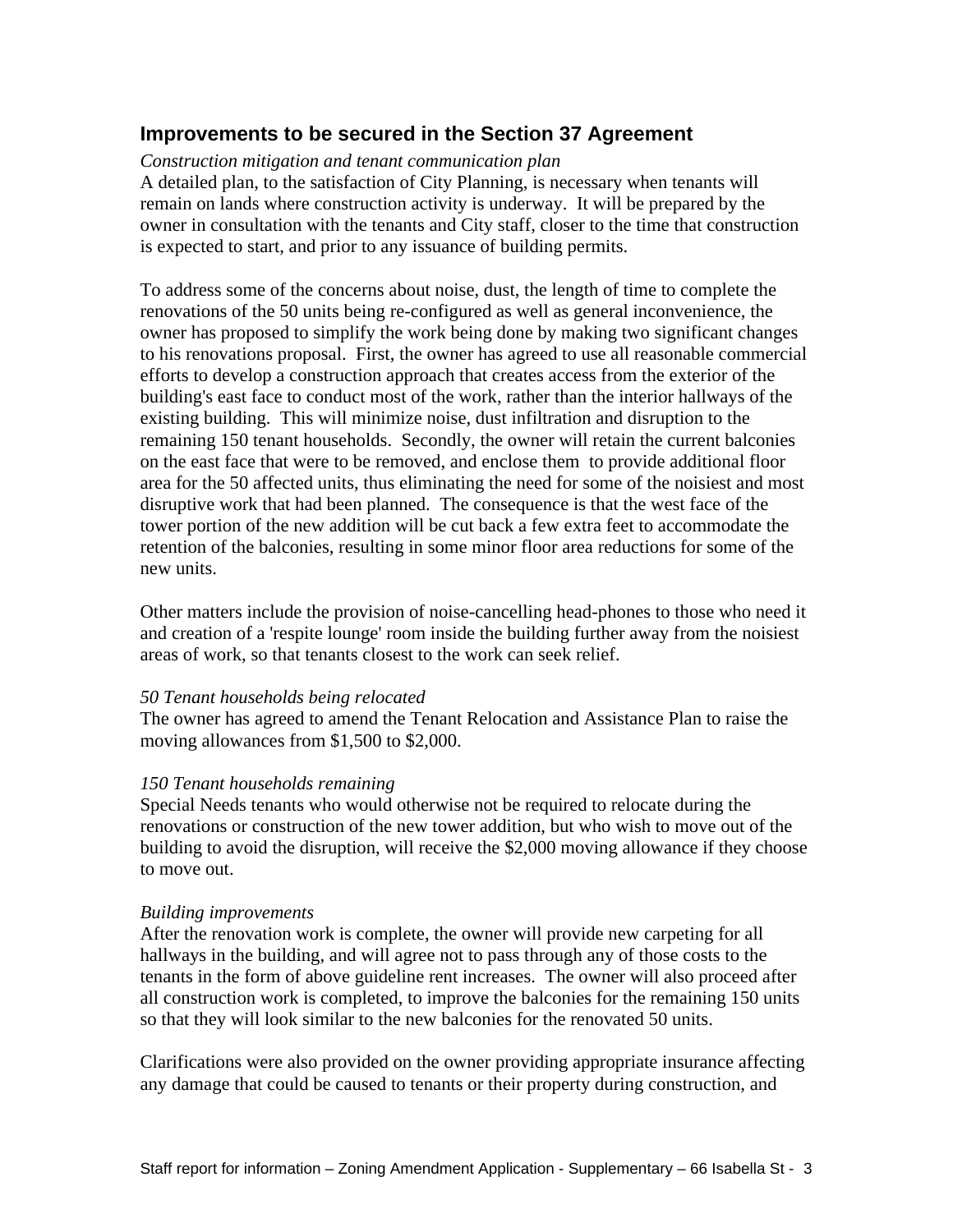## Improvements to be secured in the Section 37 Agreement

*Construction mitigation and tenant communication plan*

A detailed plan, to the satisfaction of City Planning, is necessary when tenants will remain on lands where construction activity is underway. It will be prepared by the owner in consultation with the tenants and City staff, closer to the time that construction is expected to start, and prior to any issuance of building permits.

To address some of the concerns about noise, dust, the length of time to complete the renovations of the 50 units being re-configured as well as general inconvenience, the owner has proposed to simplify the work being done by making two significant changes to his renovations proposal. First, the owner has agreed to use all reasonable commercial efforts to develop a construction approach that creates access from the exterior of the building's east face to conduct most of the work, rather than the interior hallways of the existing building. This will minimize noise, dust infiltration and disruption to the remaining 150 tenant households. Secondly, the owner will retain the current balconies on the east face that were to be removed, and enclose them to provide additional floor area for the 50 affected units, thus eliminating the need for some of the noisiest and most disruptive work that had been planned. The consequence is that the west face of the tower portion of the new addition will be cut back a few extra feet to accommodate the retention of the balconies, resulting in some minor floor area reductions for some of the new units.

Other matters include the provision of noise-cancelling head-phones to those who need it and creation of a 'respite lounge' room inside the building further away from the noisiest areas of work, so that tenants closest to the work can seek relief.

*50 Tenant households being relocated*

The owner has agreed to amend the Tenant Relocation and Assistance Plan to raise the moving allowances from $1,500 to $2,000.

*150 Tenant households remaining*

Special Needs tenants who would otherwise not be required to relocate during the renovations or construction of the new tower addition, but who wish to move out of the building to avoid the disruption, will receive the $2,000 moving allowance if they choose to move out.

*Building improvements*

After the renovation work is complete, the owner will provide new carpeting for all hallways in the building, and will agree not to pass through any of those costs to the tenants in the form of above guideline rent increases. The owner will also proceed after all construction work is completed, to improve the balconies for the remaining 150 units so that they will look similar to the new balconies for the renovated 50 units.

Clarifications were also provided on the owner providing appropriate insurance affecting any damage that could be caused to tenants or their property during construction, and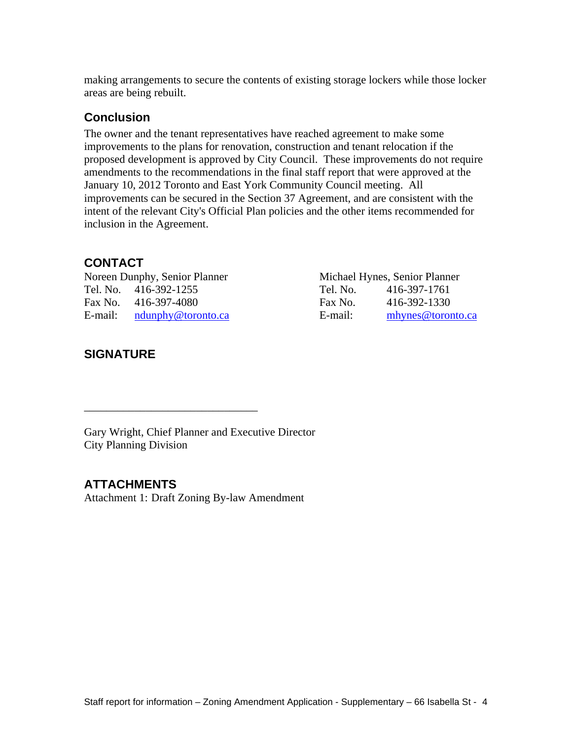making arrangements to secure the contents of existing storage lockers while those locker areas are being rebuilt.

## Conclusion

The owner and the tenant representatives have reached agreement to make some improvements to the plans for renovation, construction and tenant relocation if the proposed development is approved by City Council. These improvements do not require amendments to the recommendations in the final staff report that were approved at the January 10, 2012 Toronto and East York Community Council meeting. All improvements can be secured in the Section 37 Agreement, and are consistent with the intent of the relevant City's Official Plan policies and the other items recommended for inclusion in the Agreement.

## CONTACT

Noreen Dunphy, Senior Planner
Tel. No. 416-392-1255
Fax No. 416-397-4080
E-mail: ndunphy@toronto.ca

Michael Hynes, Senior Planner
Tel. No. 416-397-1761
Fax No. 416-392-1330
E-mail: mhynes@toronto.ca

## SIGNATURE

_______________________________

Gary Wright, Chief Planner and Executive Director
City Planning Division

## ATTACHMENTS

Attachment 1: Draft Zoning By-law Amendment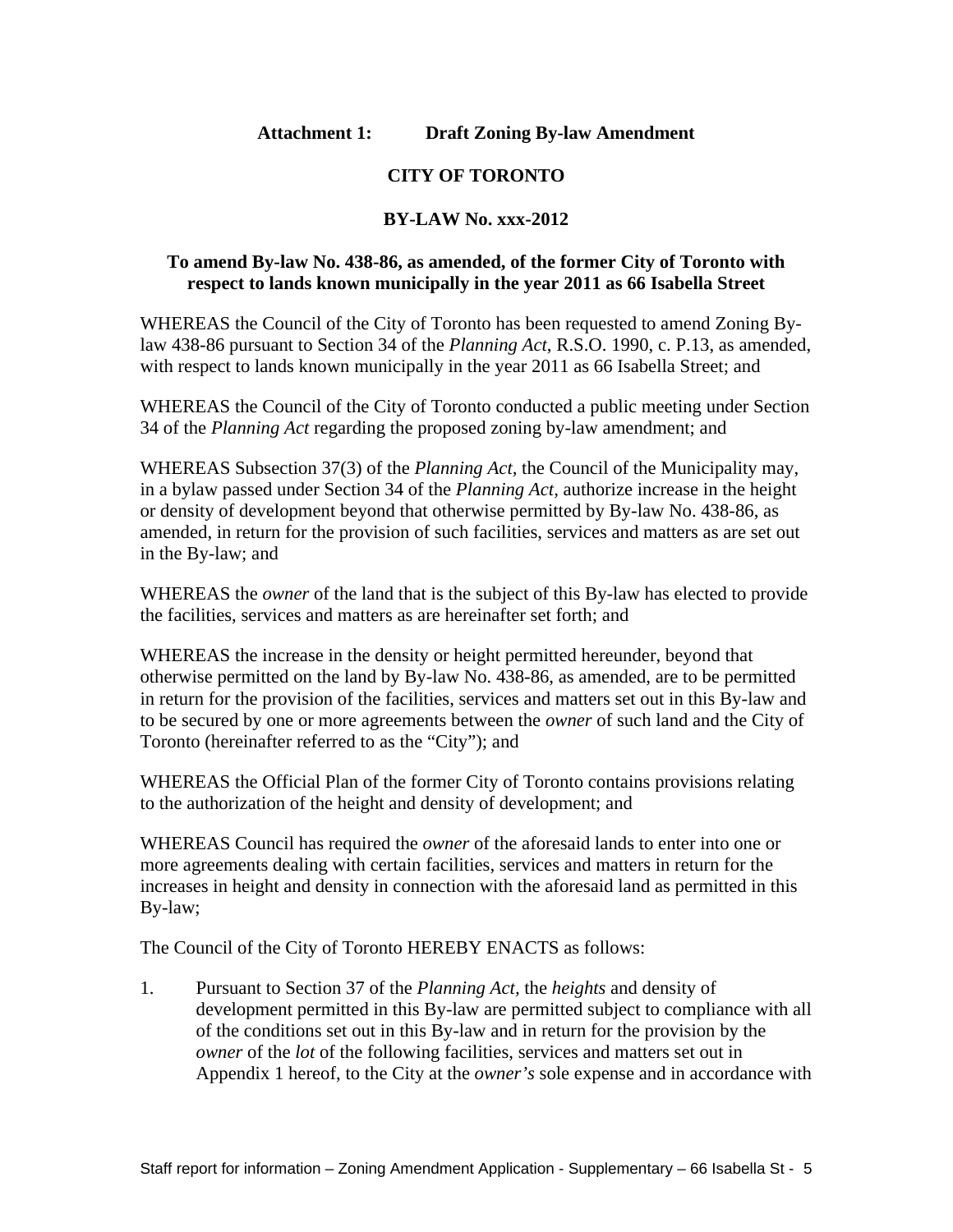**Attachment 1: Draft Zoning By-law Amendment**

**CITY OF TORONTO**

**BY-LAW No. xxx-2012**

**To amend By-law No. 438-86, as amended, of the former City of Toronto with respect to lands known municipally in the year 2011 as 66 Isabella Street**

WHEREAS the Council of the City of Toronto has been requested to amend Zoning By-law 438-86 pursuant to Section 34 of the *Planning Act*, R.S.O. 1990, c. P.13, as amended, with respect to lands known municipally in the year 2011 as 66 Isabella Street; and

WHEREAS the Council of the City of Toronto conducted a public meeting under Section 34 of the *Planning Act* regarding the proposed zoning by-law amendment; and

WHEREAS Subsection 37(3) of the *Planning Act*, the Council of the Municipality may, in a bylaw passed under Section 34 of the *Planning Act*, authorize increase in the height or density of development beyond that otherwise permitted by By-law No. 438-86, as amended, in return for the provision of such facilities, services and matters as are set out in the By-law; and

WHEREAS the *owner* of the land that is the subject of this By-law has elected to provide the facilities, services and matters as are hereinafter set forth; and

WHEREAS the increase in the density or height permitted hereunder, beyond that otherwise permitted on the land by By-law No. 438-86, as amended, are to be permitted in return for the provision of the facilities, services and matters set out in this By-law and to be secured by one or more agreements between the *owner* of such land and the City of Toronto (hereinafter referred to as the "City"); and

WHEREAS the Official Plan of the former City of Toronto contains provisions relating to the authorization of the height and density of development; and

WHEREAS Council has required the *owner* of the aforesaid lands to enter into one or more agreements dealing with certain facilities, services and matters in return for the increases in height and density in connection with the aforesaid land as permitted in this By-law;

The Council of the City of Toronto HEREBY ENACTS as follows:

1. Pursuant to Section 37 of the *Planning Act*, the *heights* and density of development permitted in this By-law are permitted subject to compliance with all of the conditions set out in this By-law and in return for the provision by the *owner* of the *lot* of the following facilities, services and matters set out in Appendix 1 hereof, to the City at the *owner's* sole expense and in accordance with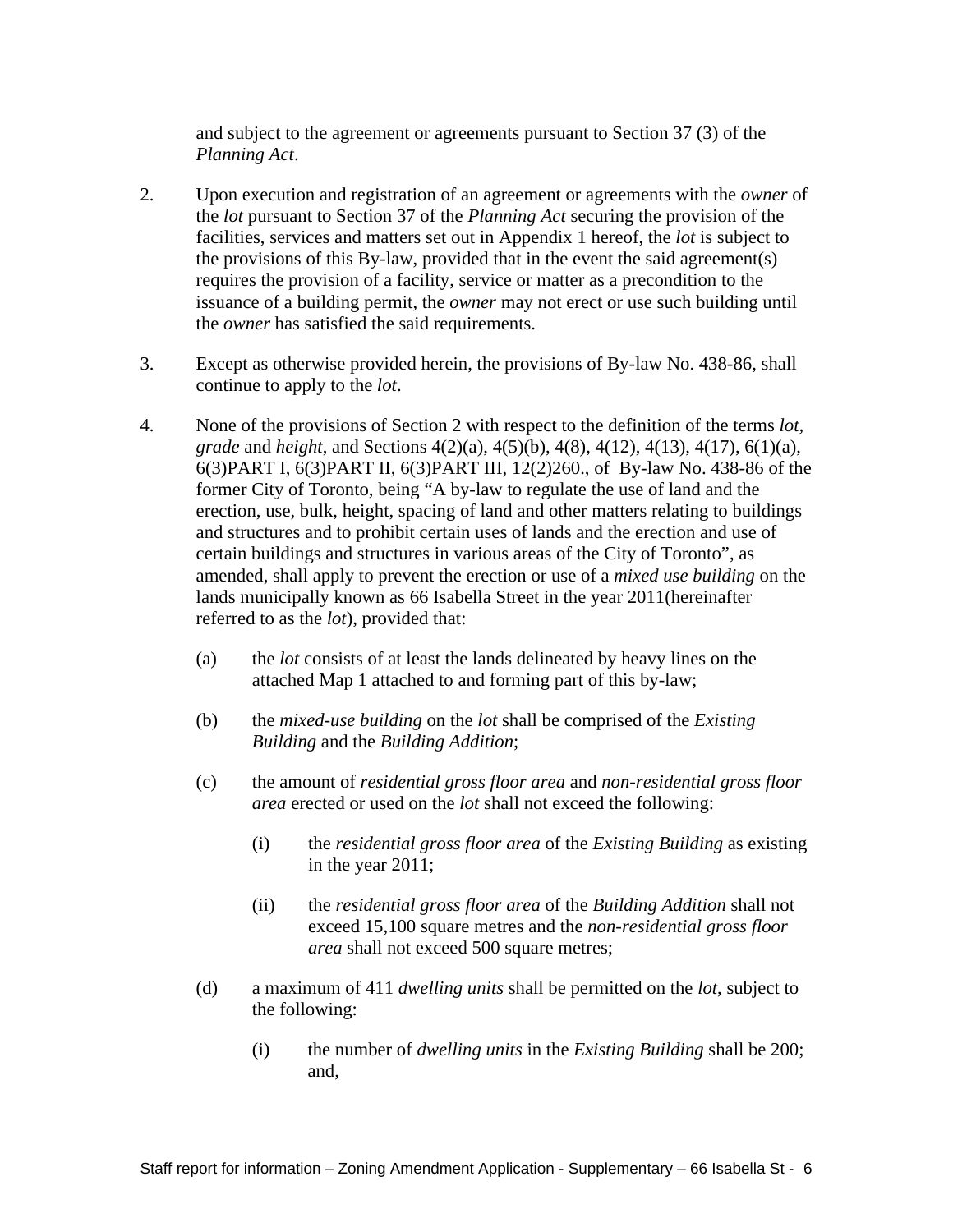and subject to the agreement or agreements pursuant to Section 37 (3) of the *Planning Act*.

2. Upon execution and registration of an agreement or agreements with the *owner* of the *lot* pursuant to Section 37 of the *Planning Act* securing the provision of the facilities, services and matters set out in Appendix 1 hereof, the *lot* is subject to the provisions of this By-law, provided that in the event the said agreement(s) requires the provision of a facility, service or matter as a precondition to the issuance of a building permit, the *owner* may not erect or use such building until the *owner* has satisfied the said requirements.

3. Except as otherwise provided herein, the provisions of By-law No. 438-86, shall continue to apply to the *lot*.

4. None of the provisions of Section 2 with respect to the definition of the terms *lot, grade* and *height*, and Sections 4(2)(a), 4(5)(b), 4(8), 4(12), 4(13), 4(17), 6(1)(a), 6(3)PART I, 6(3)PART II, 6(3)PART III, 12(2)260., of By-law No. 438-86 of the former City of Toronto, being "A by-law to regulate the use of land and the erection, use, bulk, height, spacing of land and other matters relating to buildings and structures and to prohibit certain uses of lands and the erection and use of certain buildings and structures in various areas of the City of Toronto", as amended, shall apply to prevent the erection or use of a *mixed use building* on the lands municipally known as 66 Isabella Street in the year 2011(hereinafter referred to as the *lot*), provided that:

   (a) the *lot* consists of at least the lands delineated by heavy lines on the attached Map 1 attached to and forming part of this by-law;

   (b) the *mixed-use building* on the *lot* shall be comprised of the *Existing Building* and the *Building Addition*;

   (c) the amount of *residential gross floor area* and *non-residential gross floor area* erected or used on the *lot* shall not exceed the following:

      (i) the *residential gross floor area* of the *Existing Building* as existing in the year 2011;

      (ii) the *residential gross floor area* of the *Building Addition* shall not exceed 15,100 square metres and the *non-residential gross floor area* shall not exceed 500 square metres;

   (d) a maximum of 411 *dwelling units* shall be permitted on the *lot*, subject to the following:

      (i) the number of *dwelling units* in the *Existing Building* shall be 200; and,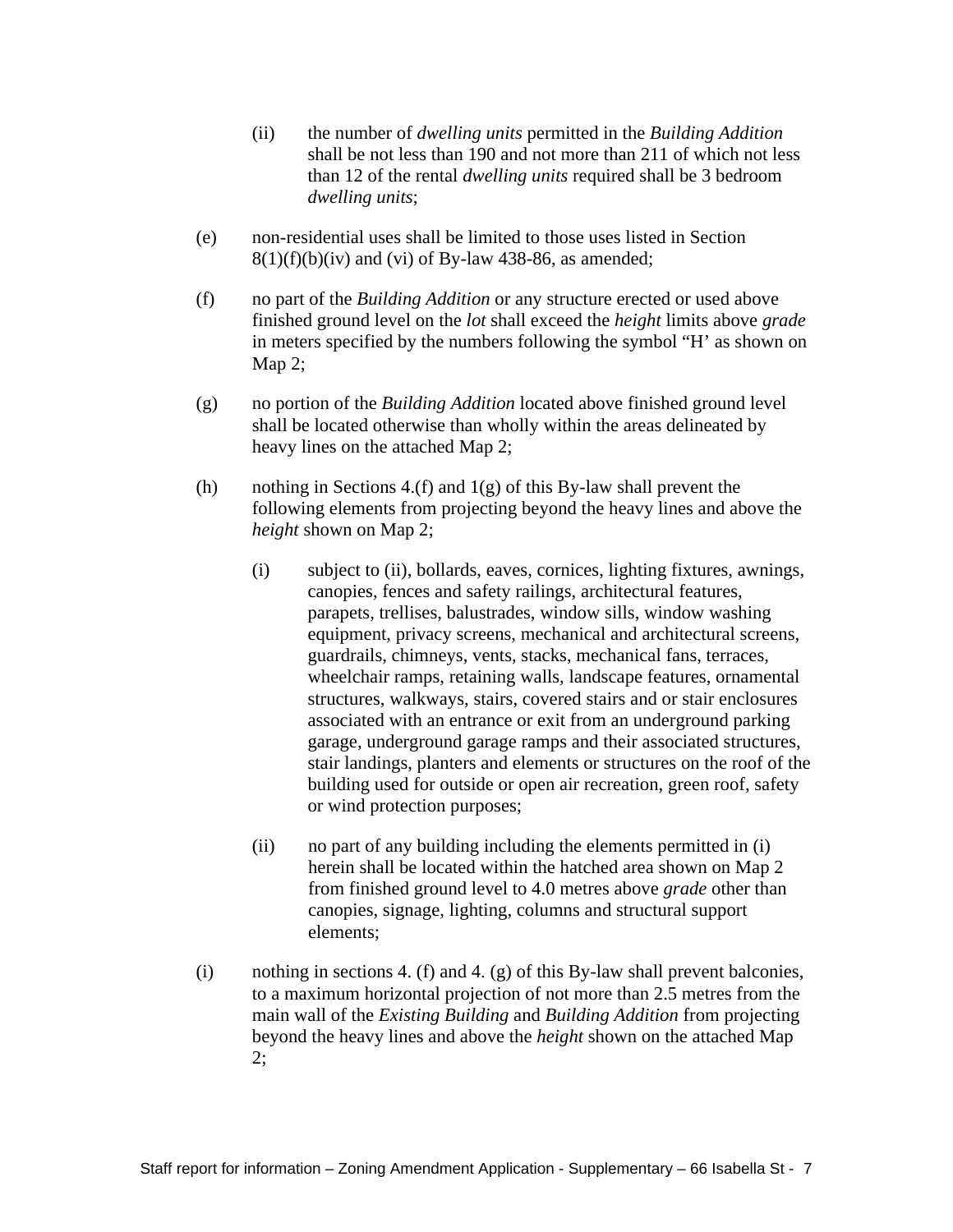(ii) the number of *dwelling units* permitted in the *Building Addition* shall be not less than 190 and not more than 211 of which not less than 12 of the rental *dwelling units* required shall be 3 bedroom *dwelling units*;

(e) non-residential uses shall be limited to those uses listed in Section 8(1)(f)(b)(iv) and (vi) of By-law 438-86, as amended;

(f) no part of the *Building Addition* or any structure erected or used above finished ground level on the *lot* shall exceed the *height* limits above *grade* in meters specified by the numbers following the symbol "H' as shown on Map 2;

(g) no portion of the *Building Addition* located above finished ground level shall be located otherwise than wholly within the areas delineated by heavy lines on the attached Map 2;

(h) nothing in Sections 4.(f) and 1(g) of this By-law shall prevent the following elements from projecting beyond the heavy lines and above the *height* shown on Map 2;

> (i) subject to (ii), bollards, eaves, cornices, lighting fixtures, awnings, canopies, fences and safety railings, architectural features, parapets, trellises, balustrades, window sills, window washing equipment, privacy screens, mechanical and architectural screens, guardrails, chimneys, vents, stacks, mechanical fans, terraces, wheelchair ramps, retaining walls, landscape features, ornamental structures, walkways, stairs, covered stairs and or stair enclosures associated with an entrance or exit from an underground parking garage, underground garage ramps and their associated structures, stair landings, planters and elements or structures on the roof of the building used for outside or open air recreation, green roof, safety or wind protection purposes;
>
> (ii) no part of any building including the elements permitted in (i) herein shall be located within the hatched area shown on Map 2 from finished ground level to 4.0 metres above *grade* other than canopies, signage, lighting, columns and structural support elements;

(i) nothing in sections 4. (f) and 4. (g) of this By-law shall prevent balconies, to a maximum horizontal projection of not more than 2.5 metres from the main wall of the *Existing Building* and *Building Addition* from projecting beyond the heavy lines and above the *height* shown on the attached Map 2;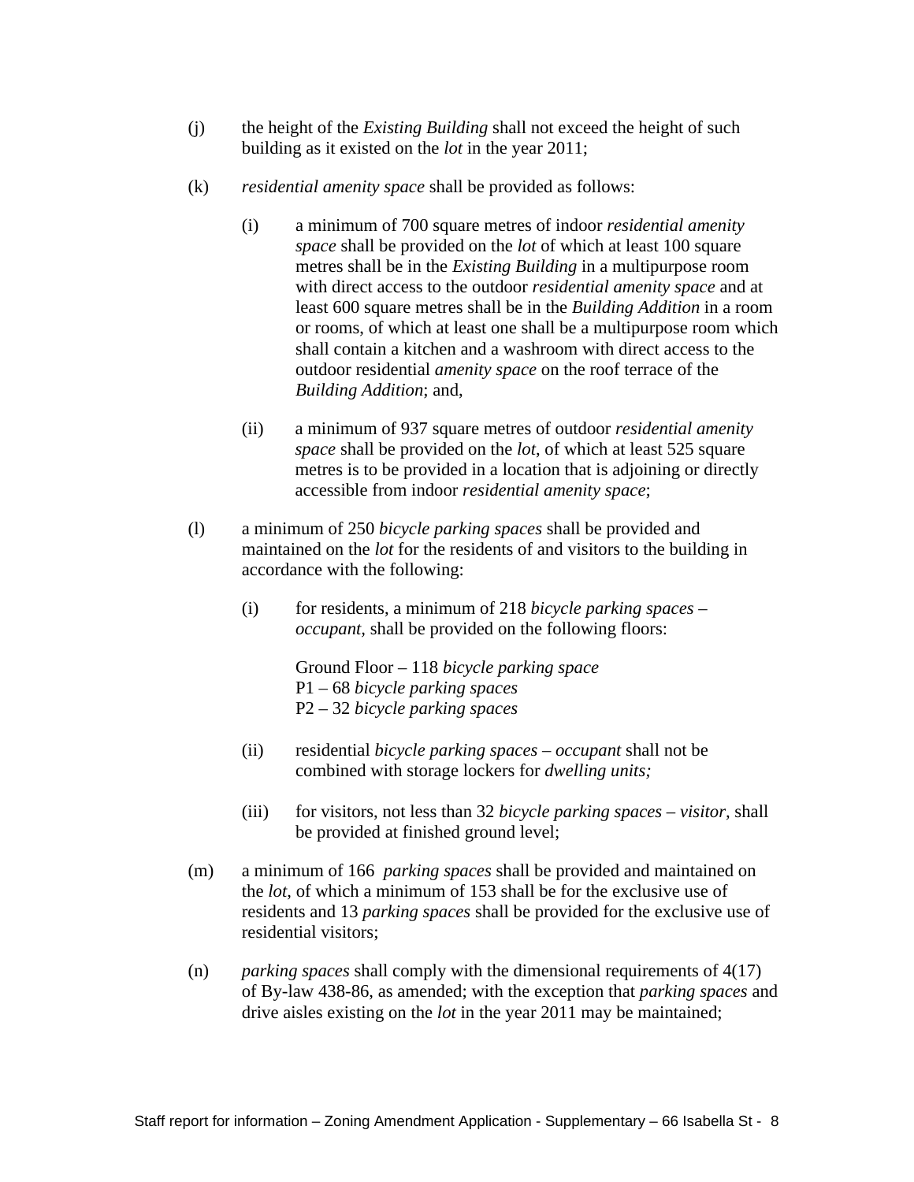(j) the height of the *Existing Building* shall not exceed the height of such building as it existed on the *lot* in the year 2011;

(k) *residential amenity space* shall be provided as follows:

(i) a minimum of 700 square metres of indoor *residential amenity space* shall be provided on the *lot* of which at least 100 square metres shall be in the *Existing Building* in a multipurpose room with direct access to the outdoor *residential amenity space* and at least 600 square metres shall be in the *Building Addition* in a room or rooms, of which at least one shall be a multipurpose room which shall contain a kitchen and a washroom with direct access to the outdoor residential *amenity space* on the roof terrace of the *Building Addition*; and,

(ii) a minimum of 937 square metres of outdoor *residential amenity space* shall be provided on the *lot*, of which at least 525 square metres is to be provided in a location that is adjoining or directly accessible from indoor *residential amenity space*;

(l) a minimum of 250 *bicycle parking spaces* shall be provided and maintained on the *lot* for the residents of and visitors to the building in accordance with the following:

(i) for residents, a minimum of 218 *bicycle parking spaces – occupant*, shall be provided on the following floors:

Ground Floor – 118 *bicycle parking space*
P1 – 68 *bicycle parking spaces*
P2 – 32 *bicycle parking spaces*

(ii) residential *bicycle parking spaces – occupant* shall not be combined with storage lockers for *dwelling units;*

(iii) for visitors, not less than 32 *bicycle parking spaces – visitor*, shall be provided at finished ground level;

(m) a minimum of 166 *parking spaces* shall be provided and maintained on the *lot*, of which a minimum of 153 shall be for the exclusive use of residents and 13 *parking spaces* shall be provided for the exclusive use of residential visitors;

(n) *parking spaces* shall comply with the dimensional requirements of 4(17) of By-law 438-86, as amended; with the exception that *parking spaces* and drive aisles existing on the *lot* in the year 2011 may be maintained;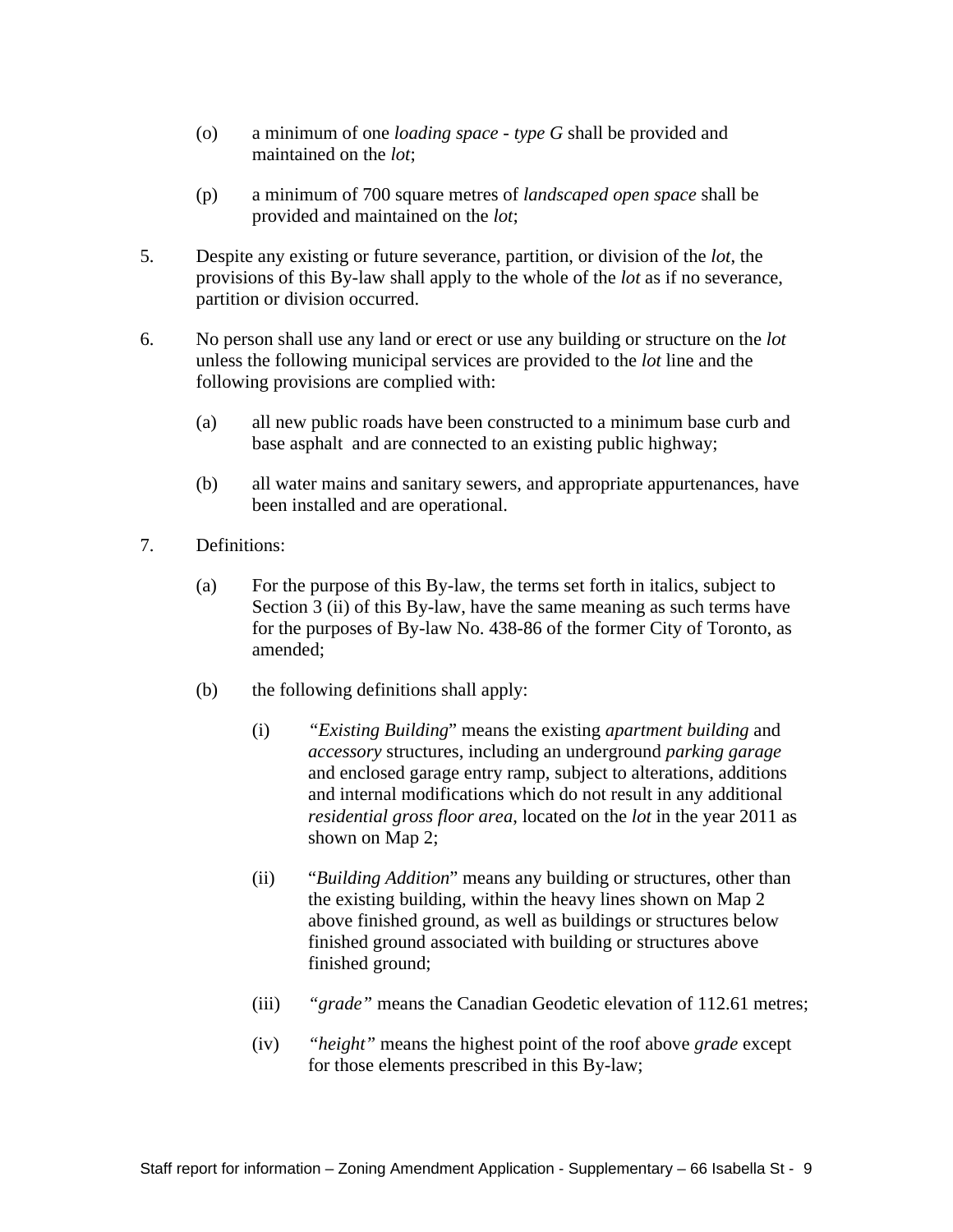(o) a minimum of one *loading space - type G* shall be provided and maintained on the *lot*;

(p) a minimum of 700 square metres of *landscaped open space* shall be provided and maintained on the *lot*;

5. Despite any existing or future severance, partition, or division of the *lot*, the provisions of this By-law shall apply to the whole of the *lot* as if no severance, partition or division occurred.

6. No person shall use any land or erect or use any building or structure on the *lot* unless the following municipal services are provided to the *lot* line and the following provisions are complied with:

   (a) all new public roads have been constructed to a minimum base curb and base asphalt and are connected to an existing public highway;

   (b) all water mains and sanitary sewers, and appropriate appurtenances, have been installed and are operational.

7. Definitions:

   (a) For the purpose of this By-law, the terms set forth in italics, subject to Section 3 (ii) of this By-law, have the same meaning as such terms have for the purposes of By-law No. 438-86 of the former City of Toronto, as amended;

   (b) the following definitions shall apply:

      (i) *"Existing Building*" means the existing *apartment building* and *accessory* structures, including an underground *parking garage* and enclosed garage entry ramp, subject to alterations, additions and internal modifications which do not result in any additional *residential gross floor area*, located on the *lot* in the year 2011 as shown on Map 2;

      (ii) "*Building Addition*" means any building or structures, other than the existing building, within the heavy lines shown on Map 2 above finished ground, as well as buildings or structures below finished ground associated with building or structures above finished ground;

      (iii) *"grade"* means the Canadian Geodetic elevation of 112.61 metres;

      (iv) *"height"* means the highest point of the roof above *grade* except for those elements prescribed in this By-law;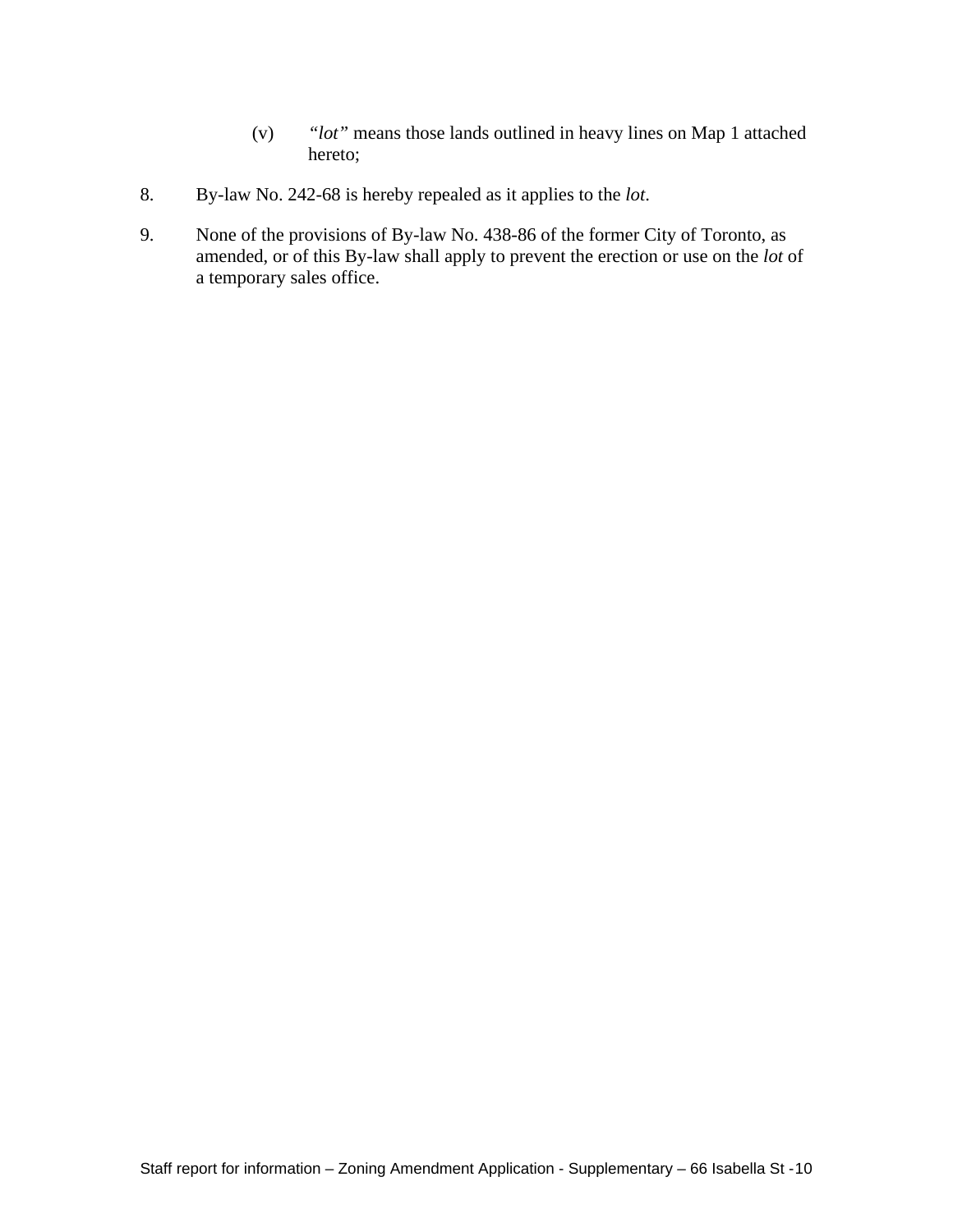(v) *"lot"* means those lands outlined in heavy lines on Map 1 attached hereto;

8. By-law No. 242-68 is hereby repealed as it applies to the *lot*.

9. None of the provisions of By-law No. 438-86 of the former City of Toronto, as amended, or of this By-law shall apply to prevent the erection or use on the *lot* of a temporary sales office.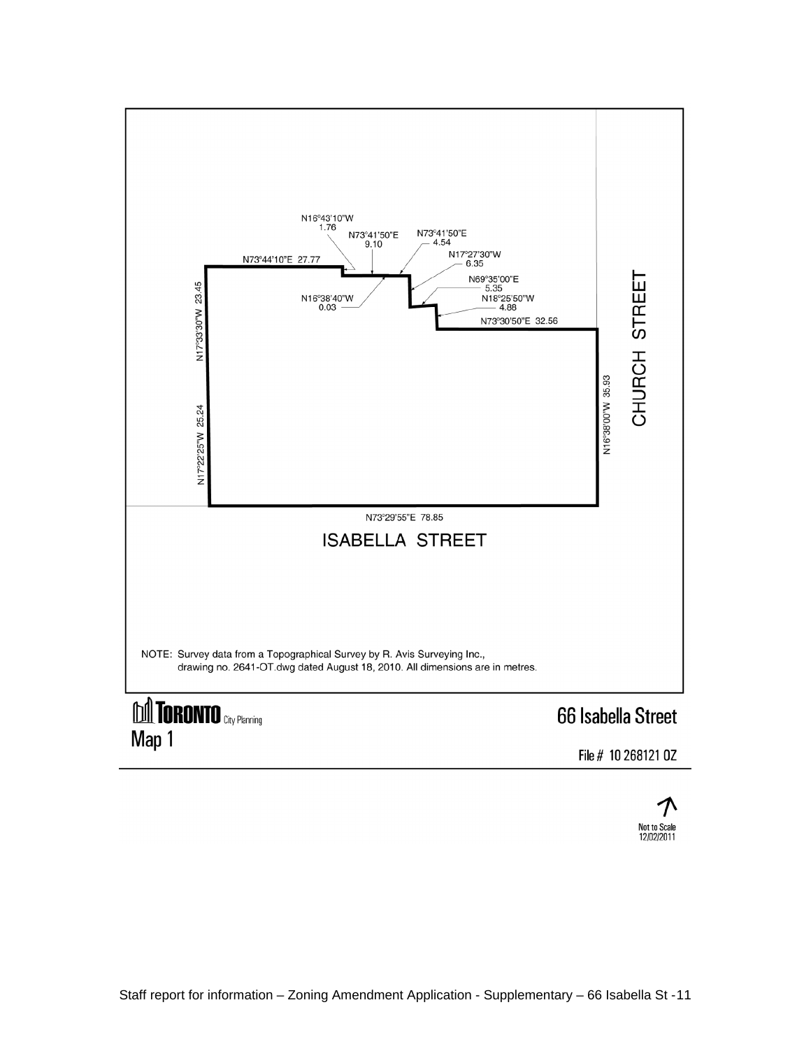N16°43'10"W
1.76

N73°41'50"E
9.10

N73°41'50"E
4.54

N17°27'30"W
6.35

N73°44'10"E 27.77

N69°35'00"E
5.35

N18°25'50"W
4.88

N16°38'40"W
0.03

N73°30'50"E 32.56

N17°33'30"W 23.45

N17°22'25"W 25.24

N16°38'00"W 35.93

CHURCH STREET

N73°29'55"E 78.85

ISABELLA STREET

NOTE: Survey data from a Topographical Survey by R. Avis Surveying Inc., drawing no. 2641-OT.dwg dated August 18, 2010. All dimensions are in metres.

TORONTO City Planning

Map 1

66 Isabella Street

File # 10 268121 OZ

Not to Scale
12/02/2011

Staff report for information – Zoning Amendment Application - Supplementary – 66 Isabella St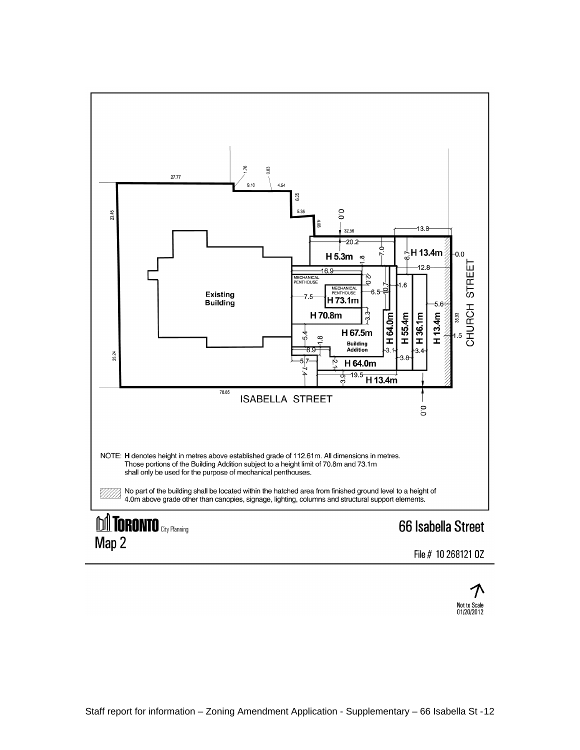ISABELLA STREET

CHURCH STREET

Existing Building

Building Addition

MECHANICAL PENTHOUSE

H 5.3m

H 13.4m

H 73.1m

H 70.8m

H 67.5m

H 64.0m

H 55.4m

H 36.1m

H 13.4m

H 64.0m

H 13.4m

NOTE: **H** denotes height in metres above established grade of 112.61m. All dimensions in metres.
Those portions of the Building Addition subject to a height limit of 70.8m and 73.1m shall only be used for the purpose of mechanical penthouses.

No part of the building shall be located within the hatched area from finished ground level to a height of 4.0m above grade other than canopies, signage, lighting, columns and structural support elements.

TORONTO City Planning

Map 2

66 Isabella Street

File # 10 268121 OZ

Not to Scale
01/20/2012

Staff report for information – Zoning Amendment Application - Supplementary – 66 Isabella St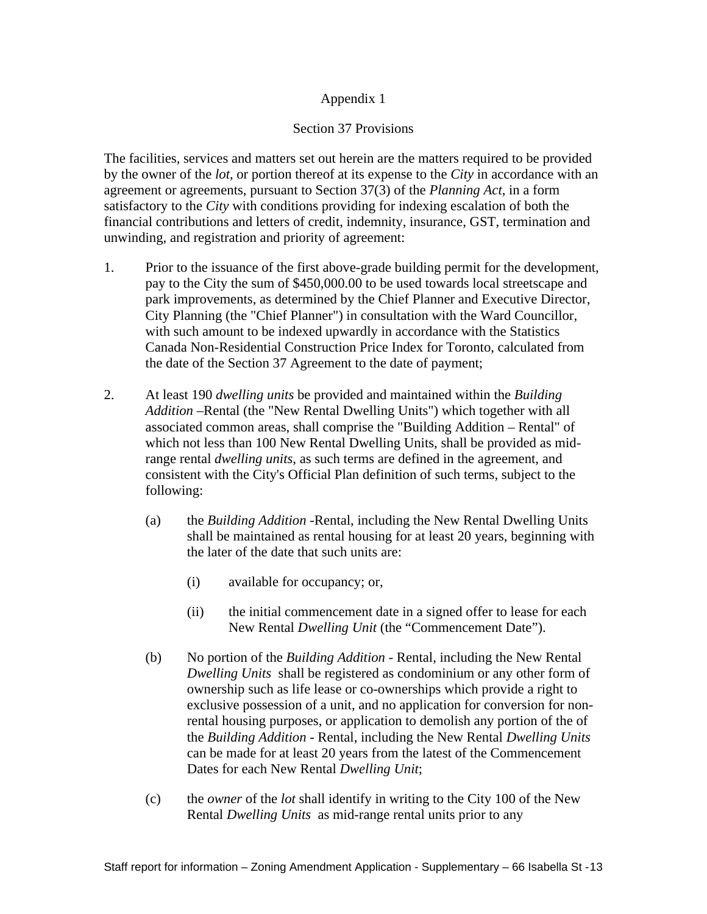Appendix 1

Section 37 Provisions

The facilities, services and matters set out herein are the matters required to be provided by the owner of the *lot*, or portion thereof at its expense to the *City* in accordance with an agreement or agreements, pursuant to Section 37(3) of the *Planning Act*, in a form satisfactory to the *City* with conditions providing for indexing escalation of both the financial contributions and letters of credit, indemnity, insurance, GST, termination and unwinding, and registration and priority of agreement:

1. Prior to the issuance of the first above-grade building permit for the development, pay to the City the sum of $450,000.00 to be used towards local streetscape and park improvements, as determined by the Chief Planner and Executive Director, City Planning (the "Chief Planner") in consultation with the Ward Councillor, with such amount to be indexed upwardly in accordance with the Statistics Canada Non-Residential Construction Price Index for Toronto, calculated from the date of the Section 37 Agreement to the date of payment;

2. At least 190 *dwelling units* be provided and maintained within the *Building Addition* –Rental (the "New Rental Dwelling Units") which together with all associated common areas, shall comprise the "Building Addition – Rental" of which not less than 100 New Rental Dwelling Units, shall be provided as mid-range rental *dwelling units,* as such terms are defined in the agreement, and consistent with the City's Official Plan definition of such terms, subject to the following:

   (a) the *Building Addition* -Rental, including the New Rental Dwelling Units shall be maintained as rental housing for at least 20 years, beginning with the later of the date that such units are:

      (i) available for occupancy; or,

      (ii) the initial commencement date in a signed offer to lease for each New Rental *Dwelling Unit* (the "Commencement Date").

   (b) No portion of the *Building Addition* - Rental, including the New Rental *Dwelling Units* shall be registered as condominium or any other form of ownership such as life lease or co-ownerships which provide a right to exclusive possession of a unit, and no application for conversion for non-rental housing purposes, or application to demolish any portion of the of the *Building Addition* - Rental, including the New Rental *Dwelling Units* can be made for at least 20 years from the latest of the Commencement Dates for each New Rental *Dwelling Unit*;

   (c) the *owner* of the *lot* shall identify in writing to the City 100 of the New Rental *Dwelling Units* as mid-range rental units prior to any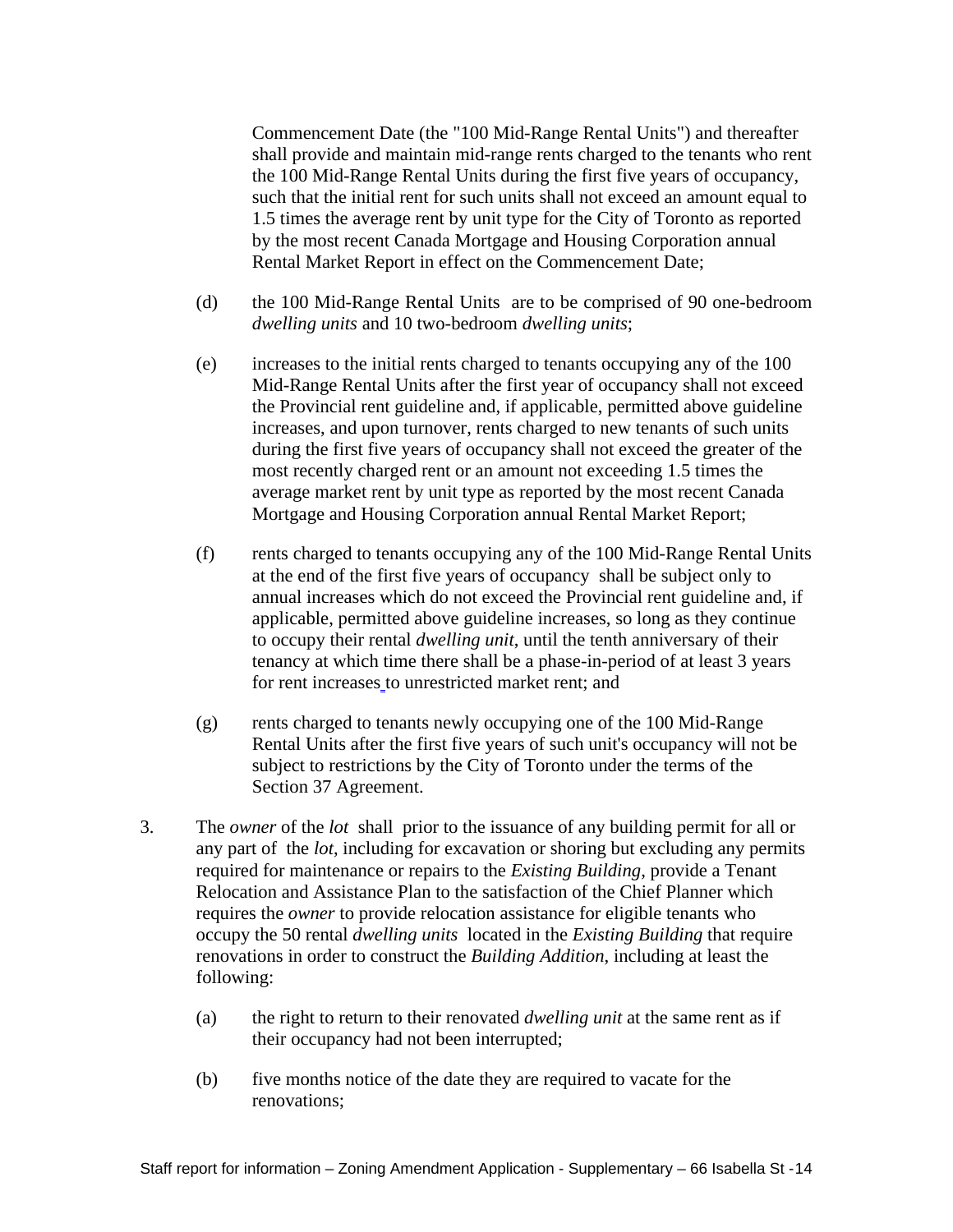Commencement Date (the "100 Mid-Range Rental Units") and thereafter shall provide and maintain mid-range rents charged to the tenants who rent the 100 Mid-Range Rental Units during the first five years of occupancy, such that the initial rent for such units shall not exceed an amount equal to 1.5 times the average rent by unit type for the City of Toronto as reported by the most recent Canada Mortgage and Housing Corporation annual Rental Market Report in effect on the Commencement Date;

(d) the 100 Mid-Range Rental Units are to be comprised of 90 one-bedroom *dwelling units* and 10 two-bedroom *dwelling units*;

(e) increases to the initial rents charged to tenants occupying any of the 100 Mid-Range Rental Units after the first year of occupancy shall not exceed the Provincial rent guideline and, if applicable, permitted above guideline increases, and upon turnover, rents charged to new tenants of such units during the first five years of occupancy shall not exceed the greater of the most recently charged rent or an amount not exceeding 1.5 times the average market rent by unit type as reported by the most recent Canada Mortgage and Housing Corporation annual Rental Market Report;

(f) rents charged to tenants occupying any of the 100 Mid-Range Rental Units at the end of the first five years of occupancy shall be subject only to annual increases which do not exceed the Provincial rent guideline and, if applicable, permitted above guideline increases, so long as they continue to occupy their rental *dwelling unit*, until the tenth anniversary of their tenancy at which time there shall be a phase-in-period of at least 3 years for rent increases to unrestricted market rent; and

(g) rents charged to tenants newly occupying one of the 100 Mid-Range Rental Units after the first five years of such unit's occupancy will not be subject to restrictions by the City of Toronto under the terms of the Section 37 Agreement.

3. The *owner* of the *lot* shall prior to the issuance of any building permit for all or any part of the *lot*, including for excavation or shoring but excluding any permits required for maintenance or repairs to the *Existing Building*, provide a Tenant Relocation and Assistance Plan to the satisfaction of the Chief Planner which requires the *owner* to provide relocation assistance for eligible tenants who occupy the 50 rental *dwelling units* located in the *Existing Building* that require renovations in order to construct the *Building Addition*, including at least the following:

   (a) the right to return to their renovated *dwelling unit* at the same rent as if their occupancy had not been interrupted;

   (b) five months notice of the date they are required to vacate for the renovations;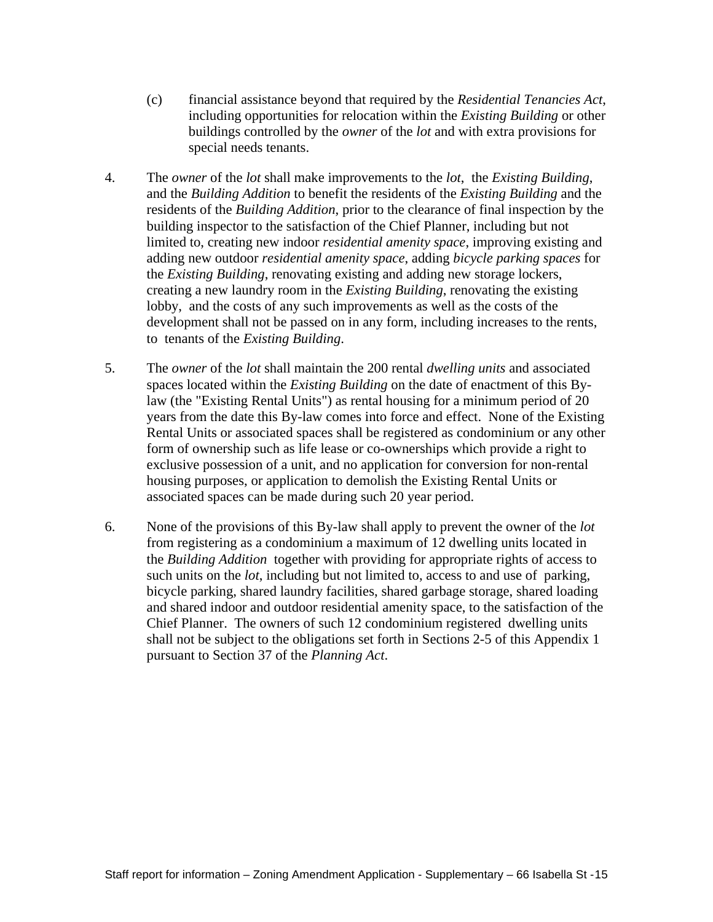(c) financial assistance beyond that required by the *Residential Tenancies Act*, including opportunities for relocation within the *Existing Building* or other buildings controlled by the *owner* of the *lot* and with extra provisions for special needs tenants.

4. The *owner* of the *lot* shall make improvements to the *lot*, the *Existing Building*, and the *Building Addition* to benefit the residents of the *Existing Building* and the residents of the *Building Addition*, prior to the clearance of final inspection by the building inspector to the satisfaction of the Chief Planner, including but not limited to, creating new indoor *residential amenity space*, improving existing and adding new outdoor *residential amenity space*, adding *bicycle parking spaces* for the *Existing Building*, renovating existing and adding new storage lockers, creating a new laundry room in the *Existing Building*, renovating the existing lobby, and the costs of any such improvements as well as the costs of the development shall not be passed on in any form, including increases to the rents, to tenants of the *Existing Building*.

5. The *owner* of the *lot* shall maintain the 200 rental *dwelling units* and associated spaces located within the *Existing Building* on the date of enactment of this By-law (the "Existing Rental Units") as rental housing for a minimum period of 20 years from the date this By-law comes into force and effect. None of the Existing Rental Units or associated spaces shall be registered as condominium or any other form of ownership such as life lease or co-ownerships which provide a right to exclusive possession of a unit, and no application for conversion for non-rental housing purposes, or application to demolish the Existing Rental Units or associated spaces can be made during such 20 year period.

6. None of the provisions of this By-law shall apply to prevent the owner of the *lot* from registering as a condominium a maximum of 12 dwelling units located in the *Building Addition* together with providing for appropriate rights of access to such units on the *lot*, including but not limited to, access to and use of parking, bicycle parking, shared laundry facilities, shared garbage storage, shared loading and shared indoor and outdoor residential amenity space, to the satisfaction of the Chief Planner. The owners of such 12 condominium registered dwelling units shall not be subject to the obligations set forth in Sections 2-5 of this Appendix 1 pursuant to Section 37 of the *Planning Act*.